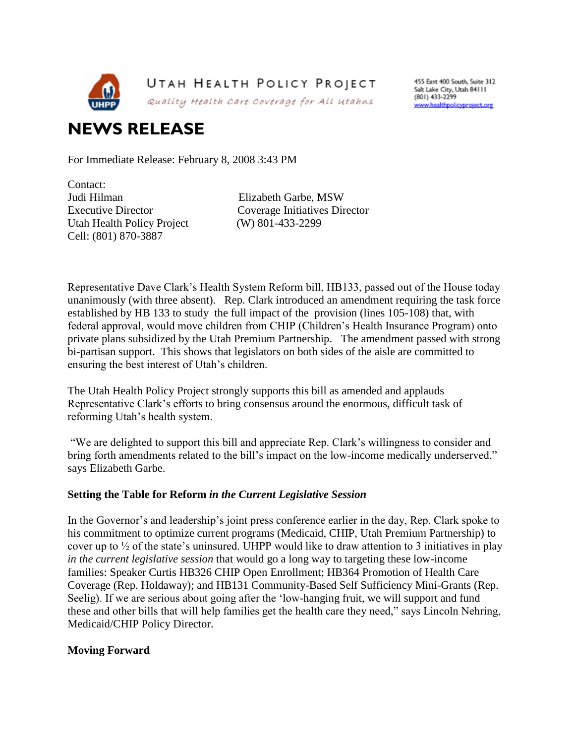UTAH HEALTH POLICY PROJECT

*Quality Health Care Coverage for All Utahns*

455 East 400 South, Suite 312
Salt Lake City, Utah 84111
(801) 433-2299
www.healthpolicyproject.org

# NEWS RELEASE

For Immediate Release: February 8, 2008 3:43 PM

Contact:

Judi Hilman
Executive Director
Utah Health Policy Project
Cell: (801) 870-3887

Elizabeth Garbe, MSW
Coverage Initiatives Director
(W) 801-433-2299

Representative Dave Clark's Health System Reform bill, HB133, passed out of the House today unanimously (with three absent). Rep. Clark introduced an amendment requiring the task force established by HB 133 to study the full impact of the provision (lines 105-108) that, with federal approval, would move children from CHIP (Children's Health Insurance Program) onto private plans subsidized by the Utah Premium Partnership. The amendment passed with strong bi-partisan support. This shows that legislators on both sides of the aisle are committed to ensuring the best interest of Utah's children.

The Utah Health Policy Project strongly supports this bill as amended and applauds Representative Clark's efforts to bring consensus around the enormous, difficult task of reforming Utah's health system.

"We are delighted to support this bill and appreciate Rep. Clark's willingness to consider and bring forth amendments related to the bill's impact on the low-income medically underserved," says Elizabeth Garbe.

**Setting the Table for Reform *in the Current Legislative Session***

In the Governor's and leadership's joint press conference earlier in the day, Rep. Clark spoke to his commitment to optimize current programs (Medicaid, CHIP, Utah Premium Partnership) to cover up to ½ of the state's uninsured. UHPP would like to draw attention to 3 initiatives in play *in the current legislative session* that would go a long way to targeting these low-income families: Speaker Curtis HB326 CHIP Open Enrollment; HB364 Promotion of Health Care Coverage (Rep. Holdaway); and HB131 Community-Based Self Sufficiency Mini-Grants (Rep. Seelig). If we are serious about going after the 'low-hanging fruit, we will support and fund these and other bills that will help families get the health care they need," says Lincoln Nehring, Medicaid/CHIP Policy Director.

**Moving Forward**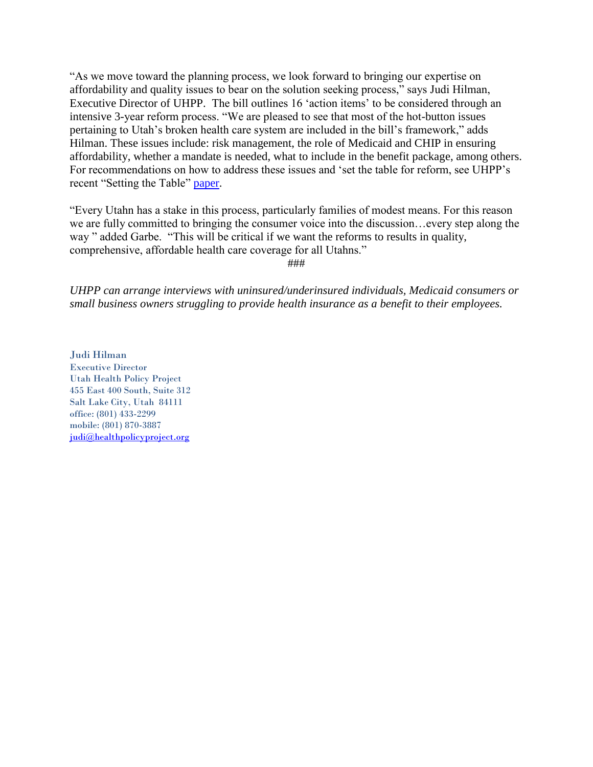"As we move toward the planning process, we look forward to bringing our expertise on affordability and quality issues to bear on the solution seeking process," says Judi Hilman, Executive Director of UHPP. The bill outlines 16 'action items' to be considered through an intensive 3-year reform process. "We are pleased to see that most of the hot-button issues pertaining to Utah's broken health care system are included in the bill's framework," adds Hilman. These issues include: risk management, the role of Medicaid and CHIP in ensuring affordability, whether a mandate is needed, what to include in the benefit package, among others. For recommendations on how to address these issues and 'set the table for reform, see UHPP's recent "Setting the Table" paper.

"Every Utahn has a stake in this process, particularly families of modest means. For this reason we are fully committed to bringing the consumer voice into the discussion…every step along the way " added Garbe. "This will be critical if we want the reforms to results in quality, comprehensive, affordable health care coverage for all Utahns."

###

*UHPP can arrange interviews with uninsured/underinsured individuals, Medicaid consumers or small business owners struggling to provide health insurance as a benefit to their employees.*

Judi Hilman
Executive Director
Utah Health Policy Project
455 East 400 South, Suite 312
Salt Lake City, Utah 84111
office: (801) 433-2299
mobile: (801) 870-3887
judi@healthpolicyproject.org